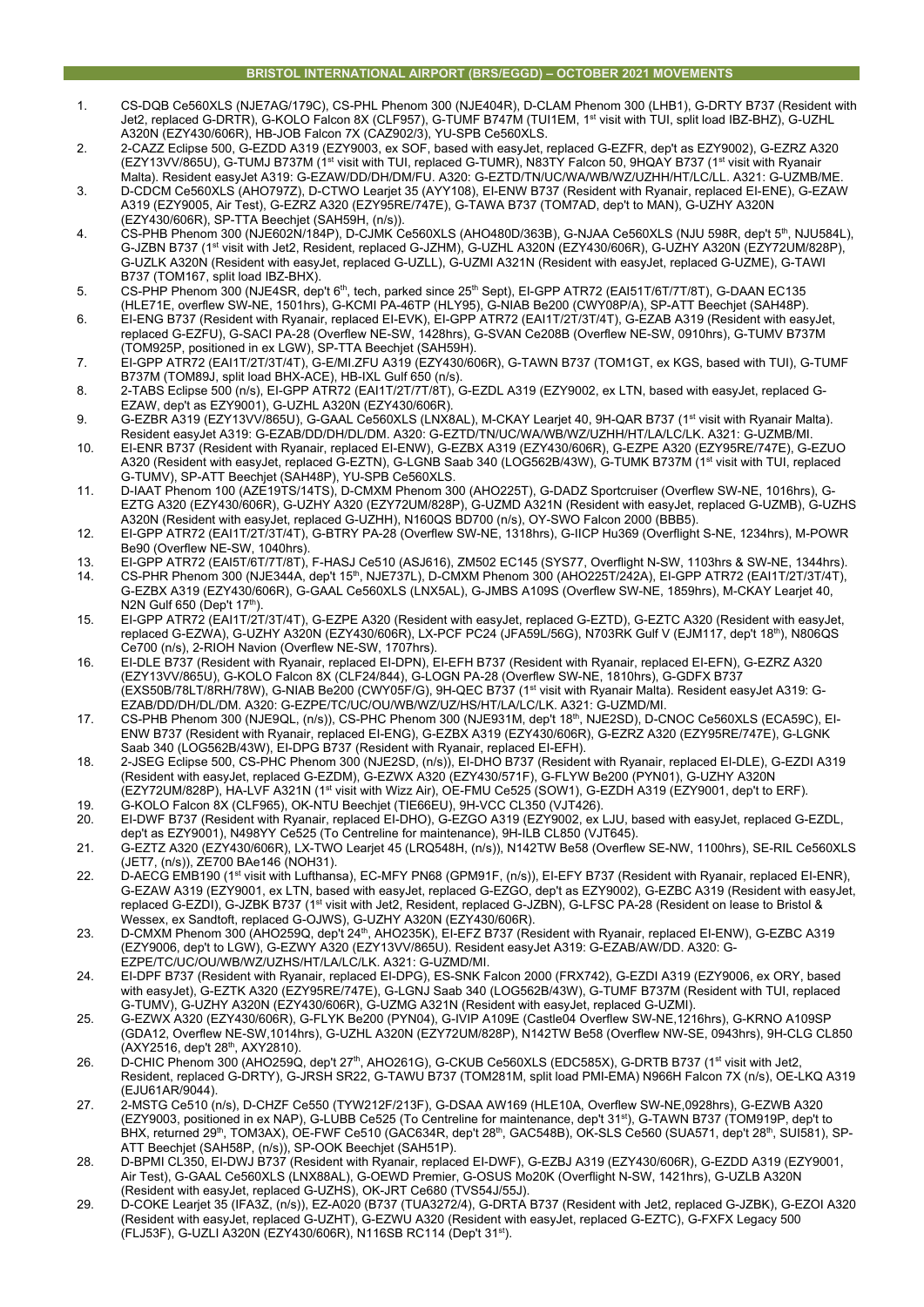# BRISTOL INTERNATIONAL AIRPORT (BRS/EGGD) – OCTOBER 2021 MOVEMENTS

1. CS-DQB Ce560XLS (NJE7AG/179C), CS-PHL Phenom 300 (NJE404R), D-CLAM Phenom 300 (LHB1), G-DRTY B737 (Resident with Jet2, replaced G-DRTR), G-KOLO Falcon 8X (CLF957), G-TUMF B747M (TUI1EM, 1st visit with TUI, split load IBZ-BHZ), G-UZHL A320N (EZY430/606R), HB-JOB Falcon 7X (CAZ902/3), YU-SPB Ce560XLS.
2. 2-CAZZ Eclipse 500, G-EZDD A319 (EZY9003, ex SOF, based with easyJet, replaced G-EZFR, dep't as EZY9002), G-EZRZ A320 (EZY13VV/865U), G-TUMJ B737M (1st visit with TUI, replaced G-TUMR), N83TY Falcon 50, 9HQAY B737 (1st visit with Ryanair Malta). Resident easyJet A319: G-EZAW/DD/DH/DM/FU. A320: G-EZTD/TN/UC/WA/WB/WZ/UZHH/HT/LC/LL. A321: G-UZMB/ME.
3. D-CDCM Ce560XLS (AHO797Z), D-CTWO Learjet 35 (AYY108), EI-ENW B737 (Resident with Ryanair, replaced EI-ENE), G-EZAW A319 (EZY9005, Air Test), G-EZRZ A320 (EZY95RE/747E), G-TAWA B737 (TOM7AD, dep't to MAN), G-UZHY A320N (EZY430/606R), SP-TTA Beechjet (SAH59H, (n/s)).
4. CS-PHB Phenom 300 (NJE602N/184P), D-CJMK Ce560XLS (AHO480D/363B), G-NJAA Ce560XLS (NJU 598R, dep't 5th, NJU584L), G-JZBN B737 (1st visit with Jet2, Resident, replaced G-JZHM), G-UZHL A320N (EZY430/606R), G-UZHY A320N (EZY72UM/828P), G-UZLK A320N (Resident with easyJet, replaced G-UZLL), G-UZMI A321N (Resident with easyJet, replaced G-UZME), G-TAWI B737 (TOM167, split load IBZ-BHX).
5. CS-PHP Phenom 300 (NJE4SR, dep't 6th, tech, parked since 25th Sept), EI-GPP ATR72 (EAI51T/6T/7T/8T), G-DAAN EC135 (HLE71E, overflew SW-NE, 1501hrs), G-KCMI PA-46TP (HLY95), G-NIAB Be200 (CWY08P/A), SP-ATT Beechjet (SAH48P).
6. EI-ENG B737 (Resident with Ryanair, replaced EI-EVK), EI-GPP ATR72 (EAI1T/2T/3T/4T), G-EZAB A319 (Resident with easyJet, replaced G-EZFU), G-SACI PA-28 (Overflew NE-SW, 1428hrs), G-SVAN Ce208B (Overflew NE-SW, 0910hrs), G-TUMV B737M (TOM925P, positioned in ex LGW), SP-TTA Beechjet (SAH59H).
7. EI-GPP ATR72 (EAI1T/2T/3T/4T), G-E/MI.ZFU A319 (EZY430/606R), G-TAWN B737 (TOM1GT, ex KGS, based with TUI), G-TUMF B737M (TOM89J, split load BHX-ACE), HB-IXL Gulf 650 (n/s).
8. 2-TABS Eclipse 500 (n/s), EI-GPP ATR72 (EAI1T/2T/7T/8T), G-EZDL A319 (EZY9002, ex LTN, based with easyJet, replaced G-EZAW, dep't as EZY9001), G-UZHL A320N (EZY430/606R).
9. G-EZBR A319 (EZY13VV/865U), G-GAAL Ce560XLS (LNX8AL), M-CKAY Learjet 40, 9H-QAR B737 (1st visit with Ryanair Malta). Resident easyJet A319: G-EZAB/DD/DH/DL/DM. A320: G-EZTD/TN/UC/WA/WB/WZ/UZHH/HT/LA/LC/LK. A321: G-UZMB/MI.
10. EI-ENR B737 (Resident with Ryanair, replaced EI-ENW), G-EZBX A319 (EZY430/606R), G-EZPE A320 (EZY95RE/747E), G-EZUO A320 (Resident with easyJet, replaced G-EZTN), G-LGNB Saab 340 (LOG562B/43W), G-TUMK B737M (1st visit with TUI, replaced G-TUMV), SP-ATT Beechjet (SAH48P), YU-SPB Ce560XLS.
11. D-IAAT Phenom 100 (AZE19TS/14TS), D-CMXM Phenom 300 (AHO225T), G-DADZ Sportcruiser (Overflew SW-NE, 1016hrs), G-EZTG A320 (EZY430/606R), G-UZHY A320 (EZY72UM/828P), G-UZMD A321N (Resident with easyJet, replaced G-UZMB), G-UZHS A320N (Resident with easyJet, replaced G-UZHH), N160QS BD700 (n/s), OY-SWO Falcon 2000 (BBB5).
12. EI-GPP ATR72 (EAI1T/2T/3T/4T), G-BTRY PA-28 (Overflew SW-NE, 1318hrs), G-IICP Hu369 (Overflight S-NE, 1234hrs), M-POWR Be90 (Overflew NE-SW, 1040hrs).
13. EI-GPP ATR72 (EAI5T/6T/7T/8T), F-HASJ Ce510 (ASJ616), ZM502 EC145 (SYS77, Overflight N-SW, 1103hrs & SW-NE, 1344hrs).
14. CS-PHR Phenom 300 (NJE344A, dep't 15th, NJE737L), D-CMXM Phenom 300 (AHO225T/242A), EI-GPP ATR72 (EAI1T/2T/3T/4T), G-EZBX A319 (EZY430/606R), G-GAAL Ce560XLS (LNX5AL), G-JMBS A109S (Overflew SW-NE, 1859hrs), M-CKAY Learjet 40, N2N Gulf 650 (Dep't 17th).
15. EI-GPP ATR72 (EAI1T/2T/3T/4T), G-EZPE A320 (Resident with easyJet, replaced G-EZTD), G-EZTC A320 (Resident with easyJet, replaced G-EZWA), G-UZHY A320N (EZY430/606R), LX-PCF PC24 (JFA59L/56G), N703RK Gulf V (EJM117, dep't 18th), N806QS Ce700 (n/s), 2-RIOH Navion (Overflew NE-SW, 1707hrs).
16. EI-DLE B737 (Resident with Ryanair, replaced EI-DPN), EI-EFH B737 (Resident with Ryanair, replaced EI-EFN), G-EZRZ A320 (EZY13VV/865U), G-KOLO Falcon 8X (CLF24/844), G-LOGN PA-28 (Overflew SW-NE, 1810hrs), G-GDFX B737 (EXS50B/78LT/8RH/78W), G-NIAB Be200 (CWY05F/G), 9H-QEC B737 (1st visit with Ryanair Malta). Resident easyJet A319: G-EZAB/DD/DH/DL/DM. A320: G-EZPE/TC/UC/OU/WB/WZ/UZ/HS/HT/LA/LC/LK. A321: G-UZMD/MI.
17. CS-PHB Phenom 300 (NJE9QL, (n/s)), CS-PHC Phenom 300 (NJE931M, dep't 18th, NJE2SD), D-CNOC Ce560XLS (ECA59C), EI-ENW B737 (Resident with Ryanair, replaced EI-ENG), G-EZBX A319 (EZY430/606R), G-EZRZ A320 (EZY95RE/747E), G-LGNK Saab 340 (LOG562B/43W), EI-DPG B737 (Resident with Ryanair, replaced EI-EFH).
18. 2-JSEG Eclipse 500, CS-PHC Phenom 300 (NJE2SD, (n/s)), EI-DHO B737 (Resident with Ryanair, replaced EI-DLE), G-EZDI A319 (Resident with easyJet, replaced G-EZDM), G-EZWX A320 (EZY430/571F), G-FLYW Be200 (PYN01), G-UZHY A320N (EZY72UM/828P), HA-LVF A321N (1st visit with Wizz Air), OE-FMU Ce525 (SOW1), G-EZDH A319 (EZY9001, dep't to ERF).
19. G-KOLO Falcon 8X (CLF965), OK-NTU Beechjet (TIE66EU), 9H-VCC CL350 (VJT426).
20. EI-DWF B737 (Resident with Ryanair, replaced EI-DHO), G-EZGO A319 (EZY9002, ex LJU, based with easyJet, replaced G-EZDL, dep't as EZY9001), N498YY Ce525 (To Centreline for maintenance), 9H-ILB CL850 (VJT645).
21. G-EZTZ A320 (EZY430/606R), LX-TWO Learjet 45 (LRQ548H, (n/s)), N142TW Be58 (Overflew SE-NW, 1100hrs), SE-RIL Ce560XLS (JET7, (n/s)), ZE700 BAe146 (NOH31).
22. D-AECG EMB190 (1st visit with Lufthansa), EC-MFY PN68 (GPM91F, (n/s)), EI-EFY B737 (Resident with Ryanair, replaced EI-ENR), G-EZAW A319 (EZY9001, ex LTN, based with easyJet, replaced G-EZGO, dep't as EZY9002), G-EZBC A319 (Resident with easyJet, replaced G-EZDI), G-JZBK B737 (1st visit with Jet2, Resident, replaced G-JZBN), G-LFSC PA-28 (Resident on lease to Bristol & Wessex, ex Sandtoft, replaced G-OJWS), G-UZHY A320N (EZY430/606R).
23. D-CMXM Phenom 300 (AHO259Q, dep't 24th, AHO235K), EI-EFZ B737 (Resident with Ryanair, replaced EI-ENW), G-EZBC A319 (EZY9006, dep't to LGW), G-EZWY A320 (EZY13VV/865U). Resident easyJet A319: G-EZAB/AW/DD. A320: G-EZPE/TC/UC/OU/WB/WZ/UZHS/HT/LA/LC/LK. A321: G-UZMD/MI.
24. EI-DPF B737 (Resident with Ryanair, replaced EI-DPG), ES-SNK Falcon 2000 (FRX742), G-EZDI A319 (EZY9006, ex ORY, based with easyJet), G-EZTK A320 (EZY95RE/747E), G-LGNJ Saab 340 (LOG562B/43W), G-TUMF B737M (Resident with TUI, replaced G-TUMV), G-UZHY A320N (EZY430/606R), G-UZMG A321N (Resident with easyJet, replaced G-UZMI).
25. G-EZWX A320 (EZY430/606R), G-FLYK Be200 (PYN04), G-IVIP A109E (Castle04 Overflew SW-NE,1216hrs), G-KRNO A109SP (GDA12, Overflew NE-SW,1014hrs), G-UZHL A320N (EZY72UM/828P), N142TW Be58 (Overflew NW-SE, 0943hrs), 9H-CLG CL850 (AXY2516, dep't 28th, AXY2810).
26. D-CHIC Phenom 300 (AHO259Q, dep't 27th, AHO261G), G-CKUB Ce560XLS (EDC585X), G-DRTB B737 (1st visit with Jet2, Resident, replaced G-DRTY), G-JRSH SR22, G-TAWU B737 (TOM281M, split load PMI-EMA) N966H Falcon 7X (n/s), OE-LKQ A319 (EJU61AR/9044).
27. 2-MSTG Ce510 (n/s), D-CHZF Ce550 (TYW212F/213F), G-DSAA AW169 (HLE10A, Overflew SW-NE,0928hrs), G-EZWB A320 (EZY9003, positioned in ex NAP), G-LUBB Ce525 (To Centreline for maintenance, dep't 31st), G-TAWN B737 (TOM919P, dep't to BHX, returned 29th, TOM3AX), OE-FWF Ce510 (GAC634R, dep't 28th, GAC548B), OK-SLS Ce560 (SUA571, dep't 28th, SUI581), SP-ATT Beechjet (SAH58P, (n/s)), SP-OOK Beechjet (SAH51P).
28. D-BPMI CL350, EI-DWJ B737 (Resident with Ryanair, replaced EI-DWF), G-EZBJ A319 (EZY430/606R), G-EZDD A319 (EZY9001, Air Test), G-GAAL Ce560XLS (LNX88AL), G-OEWD Premier, G-OSUS Mo20K (Overflight N-SW, 1421hrs), G-UZLB A320N (Resident with easyJet, replaced G-UZHS), OK-JRT Ce680 (TVS54J/55J).
29. D-COKE Learjet 35 (IFA3Z, (n/s)), EZ-A020 (B737 (TUA3272/4), G-DRTA B737 (Resident with Jet2, replaced G-JZBK), G-EZOI A320 (Resident with easyJet, replaced G-UZHT), G-EZWU A320 (Resident with easyJet, replaced G-EZTC), G-FXFX Legacy 500 (FLJ53F), G-UZLI A320N (EZY430/606R), N116SB RC114 (Dep't 31st).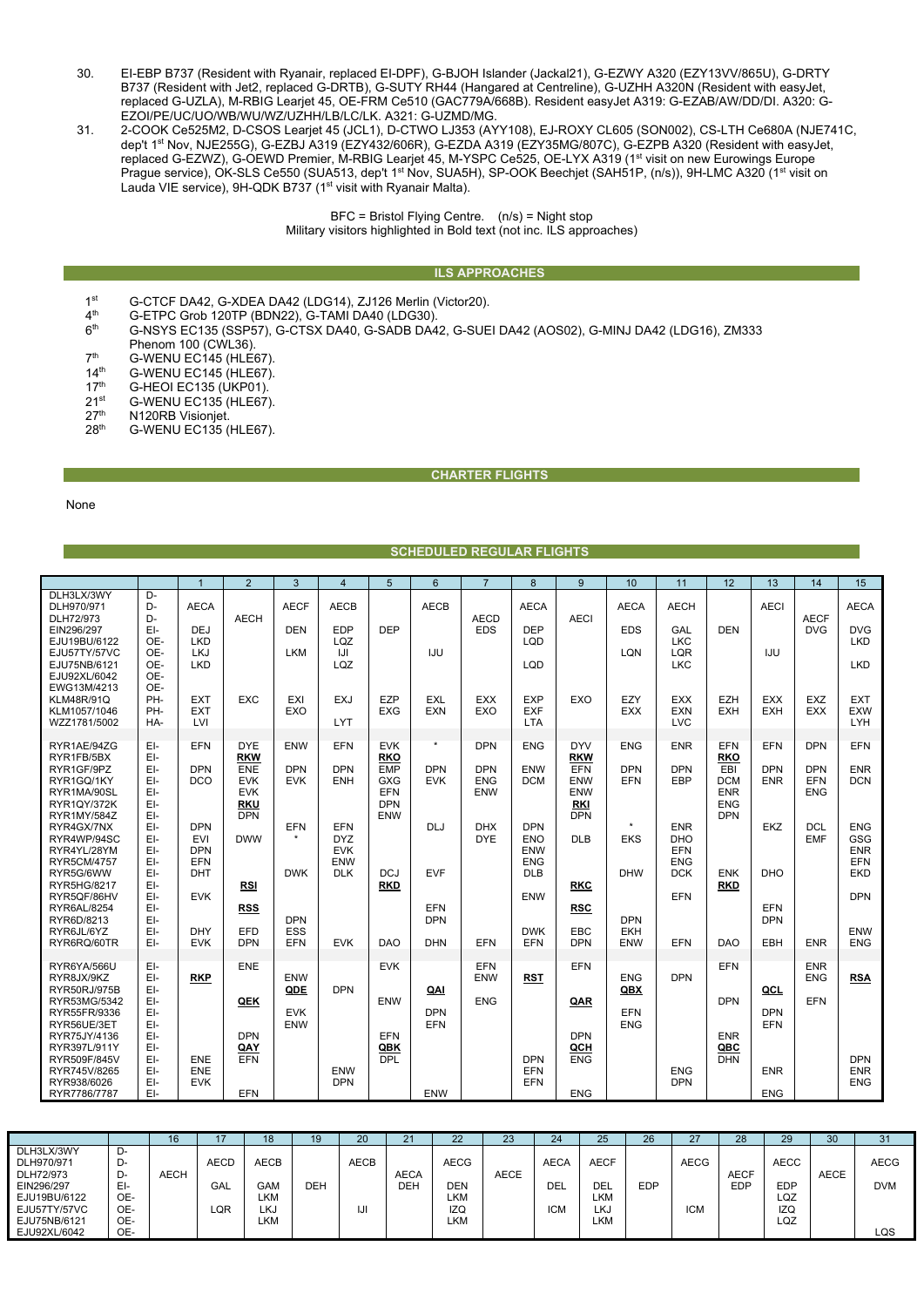30. EI-EBP B737 (Resident with Ryanair, replaced EI-DPF), G-BJOH Islander (Jackal21), G-EZWY A320 (EZY13VV/865U), G-DRTY B737 (Resident with Jet2, replaced G-DRTB), G-SUTY RH44 (Hangared at Centreline), G-UZHH A320N (Resident with easyJet, replaced G-UZLA), M-RBIG Learjet 45, OE-FRM Ce510 (GAC779A/668B). Resident easyJet A319: G-EZAB/AW/DD/DI. A320: G-EZOI/PE/UC/UO/WB/WU/WZ/UZHH/LB/LC/LK. A321: G-UZMD/MG.

31. 2-COOK Ce525M2, D-CSOS Learjet 45 (JCL1), D-CTWO LJ353 (AYY108), EJ-ROXY CL605 (SON002), CS-LTH Ce680A (NJE741C, dep't 1st Nov, NJE255G), G-EZBJ A319 (EZY432/606R), G-EZDA A319 (EZY35MG/807C), G-EZPB A320 (Resident with easyJet, replaced G-EZWZ), G-OEWD Premier, M-RBIG Learjet 45, M-YSPC Ce525, OE-LYX A319 (1st visit on new Eurowings Europe Prague service), OK-SLS Ce550 (SUA513, dep't 1st Nov, SUA5H), SP-OOK Beechjet (SAH51P, (n/s)), 9H-LMC A320 (1st visit on Lauda VIE service), 9H-QDK B737 (1st visit with Ryanair Malta).

BFC = Bristol Flying Centre. (n/s) = Night stop
Military visitors highlighted in Bold text (not inc. ILS approaches)

## ILS APPROACHES

- 1st G-CTCF DA42, G-XDEA DA42 (LDG14), ZJ126 Merlin (Victor20).
- 4th G-ETPC Grob 120TP (BDN22), G-TAMI DA40 (LDG30).
- 6th G-NSYS EC135 (SSP57), G-CTSX DA40, G-SADB DA42, G-SUEI DA42 (AOS02), G-MINJ DA42 (LDG16), ZM333 Phenom 100 (CWL36).
- 7th G-WENU EC145 (HLE67).
- 14th G-WENU EC145 (HLE67).
- 17th G-HEOI EC135 (UKP01).
- 21st G-WENU EC135 (HLE67).
- 27th N120RB Visionjet.
- 28th G-WENU EC135 (HLE67).

## CHARTER FLIGHTS

None

## SCHEDULED REGULAR FLIGHTS

| | | 1 | 2 | 3 | 4 | 5 | 6 | 7 | 8 | 9 | 10 | 11 | 12 | 13 | 14 | 15 |
|---|---|---|---|---|---|---|---|---|---|---|---|---|---|---|---|---|
| DLH3LX/3WY | D- | | | | | | | | | | | | | | | |
| DLH970/971 | D- | AECA | | AECF | AECB | | AECB | | AECA | | AECA | AECH | | AECI | | AECA |
| DLH72/973 | D- | | AECH | | | | | AECD | | AECI | | | | | AECF | |
| EIN296/297 | EI- | DEJ | | DEN | EDP | DEP | | EDS | DEP | | EDS | GAL | DEN | | DVG | DVG |
| EJU19BU/6122 | OE- | LKD | | | LQZ | | | | LQD | | | LKC | | | | LKD |
| EJU57TY/57VC | OE- | LKJ | | LKM | IJI | | IJU | | | | LQN | LQR | | IJU | | |
| EJU75NB/6121 | OE- | LKD | | | LQZ | | | | LQD | | | LKC | | | | LKD |
| EJU92XL/6042 | OE- | | | | | | | | | | | | | | | |
| EWG13M/4213 | OE- | | | | | | | | | | | | | | | |
| KLM48R/91Q | PH- | EXT | EXC | EXI | EXJ | EZP | EXL | EXX | EXP | EXO | EZY | EXX | EZH | EXX | EXZ | EXT |
| KLM1057/1046 | PH- | EXT | | EXO | | EXG | EXN | EXO | EXF | | EXX | EXN | EXH | EXH | EXX | EXW |
| WZZ1781/5002 | HA- | LVI | | | LYT | | | | LTA | | | LVC | | | | LYH |
| RYR1AE/94ZG | EI- | EFN | DYE | ENW | EFN | EVK | * | DPN | ENG | DYV | ENG | ENR | EFN | EFN | DPN | EFN |
| RYR1FB/5BX | EI- | | **RKW** | | | **RKO** | | | | **RKW** | | | **RKO** | | | |
| RYR1GF/9PZ | EI- | DPN | ENE | DPN | DPN | EMP | DPN | DPN | ENW | EFN | DPN | DPN | EBI | DPN | DPN | ENR |
| RYR1MA/90SL | EI- | DCO | EVK | EVK | ENH | GXG | EVK | ENG | DCM | ENW | EFN | EBP | DCM | ENR | EFN | DCN |
| RYR1QY/372K | EI- | | EVK | | | EFN | | ENW | | ENW | | | ENR | | ENG | |
| RYR1MY/584Z | EI- | | **RKU** | | | DPN | | | | **RKI** | | | ENG | | | |
| | | | DPN | | | ENW | | | | DPN | | | DPN | | | |
| RYR4GX/7NX | EI- | DPN | | EFN | EFN | | DLJ | DHX | DPN | | * | ENR | | EKZ | DCL | ENG |
| RYR4WP/94SC | EI- | EVI | DWW | * | DYZ | | | DYE | ENO | DLB | EKS | DHO | | | EMF | GSG |
| RYR4YL/28YM | EI- | DPN | | | EVK | | | | ENW | | | EFN | | | | ENR |
| RYR5CM/4757 | EI- | EFN | | | ENW | | | | ENG | | | ENG | | | | EFN |
| RYR5G6/6WW | EI- | DHT | | DWK | DLK | DCJ | EVF | | DLB | | DHW | DCK | ENK | DHO | | EKD |
| RYR5HG/8217 | EI- | | **RSI** | | | **RKD** | | | | **RKC** | | | **RKD** | | | |
| RYR5QF/86HV | EI- | EVK | | | | | | | ENW | | | EFN | | | | DPN |
| RYR6AL/8254 | EI- | | **RSS** | | | | EFN | | | **RSC** | | | | EFN | | |
| RYR6D/8213 | EI- | | | DPN | | | DPN | | | | DPN | | | DPN | | |
| RYR6JL/6YZ | EI- | DHY | EFD | ESS | | | | | DWK | EBC | EKH | | | | | ENW |
| RYR6RQ/60TR | EI- | EVK | DPN | EFN | EVK | DAO | DHN | EFN | EFN | DPN | ENW | EFN | DAO | EBH | ENR | ENG |
| RYR6YA/566U | EI- | | ENE | | | EVK | | EFN | | EFN | | | EFN | | ENR | |
| RYR8JX/9KZ | EI- | **RKP** | | ENW | | | | ENW | **RST** | | ENG | DPN | | | ENG | **RSA** |
| RYR50RJ/975B | EI- | | | **QDE** | DPN | | **QAI** | | | | **QBX** | | | **QCL** | | |
| RYR53MG/5342 | EI- | | **QEK** | | | ENW | | ENG | | **QAR** | | | DPN | | EFN | |
| RYR55FR/9336 | EI- | | | EVK | | | DPN | | | | EFN | | | DPN | | |
| RYR56UE/3ET | EI- | | | ENW | | | EFN | | | | ENG | | | EFN | | |
| RYR75JY/4136 | EI- | | DPN | | | EFN | | | | DPN | | | ENR | | | |
| RYR397L/911Y | EI- | | **QAY** | | | **QBK** | | | | **QCH** | | | **QBC** | | | |
| RYR509F/845V | EI- | ENE | EFN | | | DPL | | | DPN | ENG | | | DHN | | | DPN |
| RYR745V/8265 | EI- | ENE | | | ENW | | | | EFN | | | ENG | | ENR | | ENR |
| RYR938/6026 | EI- | EVK | | | DPN | | | | EFN | | | DPN | | | | ENG |
| RYR7786/7787 | EI- | | EFN | | | | ENW | | | ENG | | | | ENG | | |

| | | 16 | 17 | 18 | 19 | 20 | 21 | 22 | 23 | 24 | 25 | 26 | 27 | 28 | 29 | 30 | 31 |
|---|---|---|---|---|---|---|---|---|---|---|---|---|---|---|---|---|---|
| DLH3LX/3WY | D- | | | | | | | | | | | | | | | | |
| DLH970/971 | D- | | AECD | AECB | | AECB | | AECG | | AECA | AECF | | AECG | | AECC | | AECG |
| DLH72/973 | D- | AECH | | | | | AECA | | AECE | | | | | AECF | | AECE | |
| EIN296/297 | EI- | | GAL | GAM | DEH | | DEH | DEN | | DEL | DEL | EDP | | EDP | EDP | | DVM |
| EJU19BU/6122 | OE- | | | LKM | | | | LKM | | | LKM | | | | LQZ | | |
| EJU57TY/57VC | OE- | | LQR | LKJ | | IJI | | IZQ | | ICM | LKJ | | ICM | | IZQ | | |
| EJU75NB/6121 | OE- | | | LKM | | | | LKM | | | LKM | | | | LQZ | | |
| EJU92XL/6042 | OE- | | | | | | | | | | | | | | | | LQS |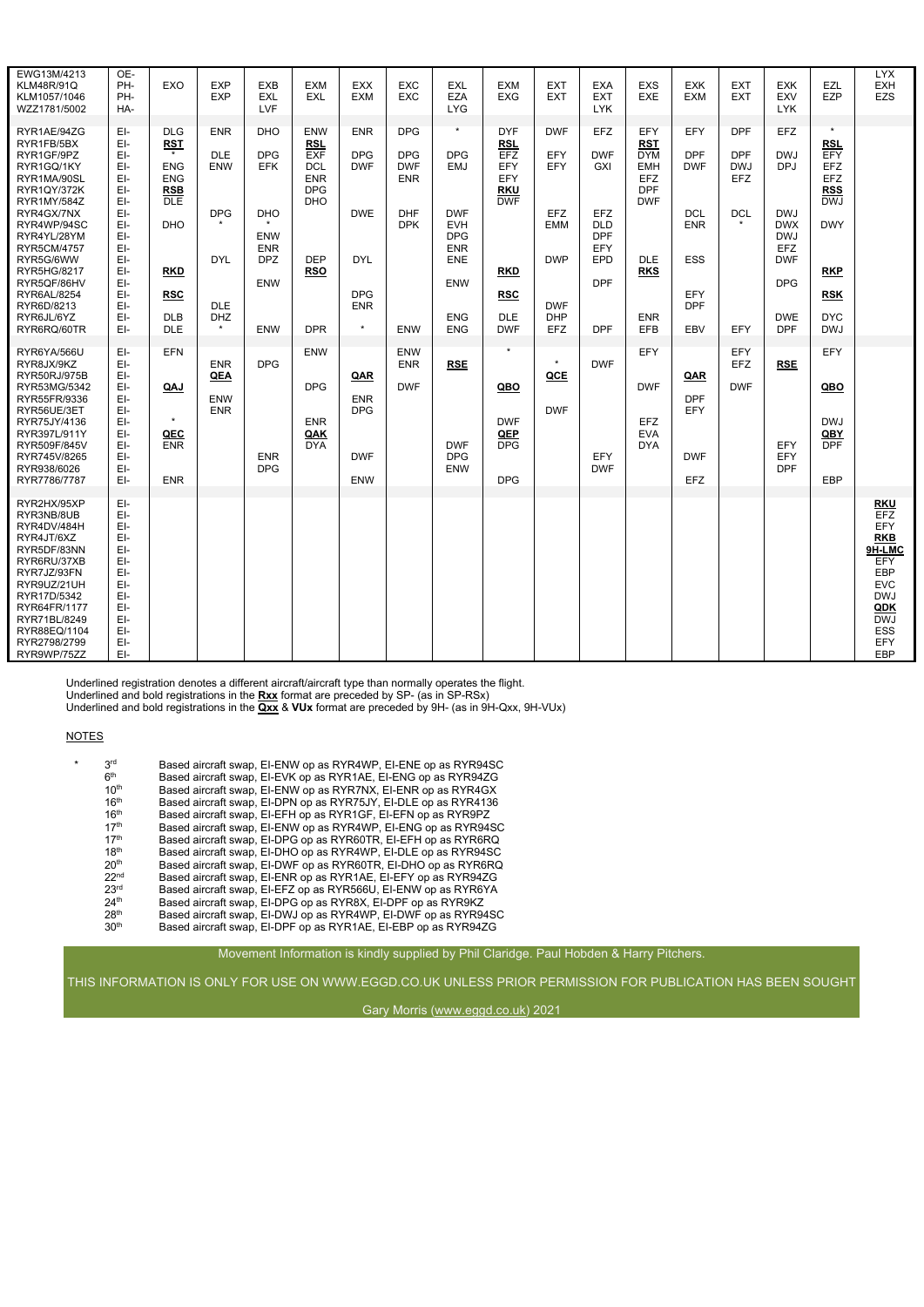| | | | | | | | | | | | | | | | | | |
|---|---|---|---|---|---|---|---|---|---|---|---|---|---|---|---|---|---|
| EWG13M/4213 | OE- | | | | | | | | | | | | | | | | LYX |
| KLM48R/91Q | PH- | EXO | EXP | EXB | EXM | EXX | EXC | EXL | EXM | EXT | EXA | EXS | EXK | EXT | EXK | EZL | EXH |
| KLM1057/1046 | PH- | | EXP | EXL | EXL | EXM | EXC | EZA | EXG | EXT | EXT | EXE | EXM | EXT | EXV | EZP | EZS |
| WZZ1781/5002 | HA- | | | LVF | | | | LYG | | | LYK | | | | LYK | | |
| RYR1AE/94ZG | EI- | DLG | ENR | DHO | ENW | ENR | DPG | * | DYF | DWF | EFZ | EFY | EFY | DPF | EFZ | * | |
| RYR1FB/5BX | EI- | **RST** | | | **RSL** | | | | **RSL** | | | **RST** | | | | **RSL** | |
| RYR1GF/9PZ | EI- | * | DLE | DPG | EXF | DPG | DPG | DPG | EFZ | EFY | DWF | DYM | DPF | DPF | DWJ | EFY | |
| RYR1GQ/1KY | EI- | ENG | ENW | EFK | DCL | DWF | DWF | EMJ | EFY | EFY | GXI | EMH | DWF | DWJ | DPJ | EFZ | |
| RYR1MA/90SL | EI- | ENG | | | ENR | | ENR | | EFY | | | EFZ | | EFZ | | EFZ | |
| RYR1QY/372K | EI- | **RSB** | | | DPG | | | | **RKU** | | | DPF | | | | **RSS** | |
| RYR1MY/584Z | EI- | DLE | | | DHO | | | | DWF | | | DWF | | | | DWJ | |
| RYR4GX/7NX | EI- | | DPG | DHO | | DWE | DHF | DWF | | EFZ | EFZ | | DCL | DCL | DWJ | | |
| RYR4WP/94SC | EI- | DHO | * | * | | | DPK | EVH | | EMM | DLD | | ENR | * | DWX | DWY | |
| RYR4YL/28YM | EI- | | | ENW | | | | DPG | | | DPF | | | | DWJ | | |
| RYR5CM/4757 | EI- | | | ENR | | | | ENR | | | EFY | | | | EFZ | | |
| RYR5G/6WW | EI- | | DYL | DPZ | DEP | DYL | | ENE | | DWP | EPD | DLE | ESS | | DWF | | |
| RYR5HG/8217 | EI- | **RKD** | | | **RSO** | | | | **RKD** | | | **RKS** | | | | **RKP** | |
| RYR5QF/86HV | EI- | | | ENW | | | | ENW | | | DPF | | | | DPG | | |
| RYR6AL/8254 | EI- | **RSC** | | | | DPG | | | **RSC** | | | | EFY | | | **RSK** | |
| RYR6D/8213 | EI- | | DLE | | | ENR | | | | DWF | | | DPF | | | | |
| RYR6JL/6YZ | EI- | DLB | DHZ | | | | | ENG | DLE | DHP | | ENR | | | DWE | DYC | |
| RYR6RQ/60TR | EI- | DLE | * | ENW | DPR | * | ENW | ENG | DWF | EFZ | DPF | EFB | EBV | EFY | DPF | DWJ | |
| RYR6YA/566U | EI- | EFN | | | ENW | | ENW | | * | | | EFY | | EFY | | EFY | |
| RYR8JX/9KZ | EI- | | ENR | DPG | | | ENR | **RSE** | | * | DWF | | | EFZ | **RSE** | | |
| RYR50RJ/975B | EI- | | **QEA** | | | **QAR** | DWF | | | **QCE** | | | **QAR** | DWF | | | |
| RYR53MG/5342 | EI- | **QAJ** | | | DPG | | | | **QBO** | | | DWF | | | | **QBO** | |
| RYR55FR/9336 | EI- | | ENW | | | ENR | | | | | | | DPF | | | | |
| RYR56UE/3ET | EI- | | ENR | | | DPG | | | | DWF | | | EFY | | | | |
| RYR75JY/4136 | EI- | * | | | ENR | | | | DWF | | | EFZ | | | | DWJ | |
| RYR397L/911Y | EI- | **QEC** | | | **QAK** | | | | **QEP** | | | EVA | | | | **QBY** | |
| RYR509F/845V | EI- | ENR | | | DYA | | | DWF | DPG | | | DYA | | | EFY | DPF | |
| RYR745V/8265 | EI- | | | ENR | | DWF | | DPG | | | EFY | | DWF | | EFY | | |
| RYR938/6026 | EI- | | | DPG | | | | ENW | | | DWF | | | | DPF | | |
| RYR7786/7787 | EI- | ENR | | | | ENW | | | DPG | | | | EFZ | | | EBP | |
| RYR2HX/95XP | EI- | | | | | | | | | | | | | | | | **RKU** |
| RYR3NB/8UB | EI- | | | | | | | | | | | | | | | | EFZ |
| RYR4DV/484H | EI- | | | | | | | | | | | | | | | | EFY |
| RYR4JT/6XZ | EI- | | | | | | | | | | | | | | | | **RKB** |
| RYR5DF/83NN | EI- | | | | | | | | | | | | | | | | **9H-LMC** |
| RYR6RU/37XB | EI- | | | | | | | | | | | | | | | | EFY |
| RYR7JZ/93FN | EI- | | | | | | | | | | | | | | | | EBP |
| RYR9UZ/21UH | EI- | | | | | | | | | | | | | | | | EVC |
| RYR17D/5342 | EI- | | | | | | | | | | | | | | | | DWJ |
| RYR64FR/1177 | EI- | | | | | | | | | | | | | | | | **QDK** |
| RYR71BL/8249 | EI- | | | | | | | | | | | | | | | | DWJ |
| RYR88EQ/1104 | EI- | | | | | | | | | | | | | | | | ESS |
| RYR2798/2799 | EI- | | | | | | | | | | | | | | | | EFY |
| RYR9WP/75ZZ | EI- | | | | | | | | | | | | | | | | EBP |

Underlined registration denotes a different aircraft/aircraft type than normally operates the flight.
Underlined and bold registrations in the **Rxx** format are preceded by SP- (as in SP-RSx)
Underlined and bold registrations in the **Qxx** & **VUx** format are preceded by 9H- (as in 9H-Qxx, 9H-VUx)

NOTES

| | | |
|---|---|---|
| * | 3rd | Based aircraft swap, EI-ENW op as RYR4WP, EI-ENE op as RYR94SC |
| | 6th | Based aircraft swap, EI-EVK op as RYR1AE, EI-ENG op as RYR94ZG |
| | 10th | Based aircraft swap, EI-ENW op as RYR7NX, EI-ENR op as RYR4GX |
| | 16th | Based aircraft swap, EI-DPN op as RYR75JY, EI-DLE op as RYR4136 |
| | 16th | Based aircraft swap, EI-EFH op as RYR1GF, EI-EFN op as RYR9PZ |
| | 17th | Based aircraft swap, EI-ENW op as RYR4WP, EI-ENG op as RYR94SC |
| | 17th | Based aircraft swap, EI-DPG op as RYR60TR, EI-EFH op as RYR6RQ |
| | 18th | Based aircraft swap, EI-DHO op as RYR4WP, EI-DLE op as RYR94SC |
| | 20th | Based aircraft swap, EI-DWF op as RYR60TR, EI-DHO op as RYR6RQ |
| | 22nd | Based aircraft swap, EI-ENR op as RYR1AE, EI-EFY op as RYR94ZG |
| | 23rd | Based aircraft swap, EI-EFZ op as RYR566U, EI-ENW op as RYR6YA |
| | 24th | Based aircraft swap, EI-DPG op as RYR8X, EI-DPF op as RYR9KZ |
| | 28th | Based aircraft swap, EI-DWJ op as RYR4WP, EI-DWF op as RYR94SC |
| | 30th | Based aircraft swap, EI-DPF op as RYR1AE, EI-EBP op as RYR94ZG |

Movement Information is kindly supplied by Phil Claridge. Paul Hobden & Harry Pitchers.

THIS INFORMATION IS ONLY FOR USE ON WWW.EGGD.CO.UK UNLESS PRIOR PERMISSION FOR PUBLICATION HAS BEEN SOUGHT

Gary Morris (www.eggd.co.uk) 2021